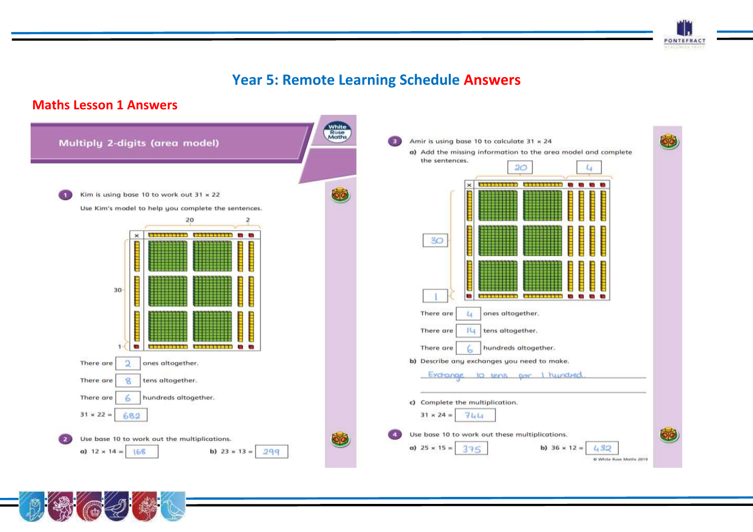# Year 5: Remote Learning Schedule Answers

## Maths Lesson 1 Answers

### Multiply 2-digits (area model)

**1** Kim is using base 10 to work out $31 \times 22$

Use Kim's model to help you complete the sentences.

There are 2 ones altogether.

There are 8 tens altogether.

There are 6 hundreds altogether.

$31 \times 22 =$ 682

**2** Use base 10 to work out the multiplications.

a) $12 \times 14 =$ 168

b) $23 \times 13 =$ 299

**3** Amir is using base 10 to calculate $31 \times 24$

a) Add the missing information to the area model and complete the sentences.

20, 4, 30, 1

There are 4 ones altogether.

There are 14 tens altogether.

There are 6 hundreds altogether.

b) Describe any exchanges you need to make.

Exchange 10 tens for 1 hundred.

c) Complete the multiplication.

$31 \times 24 =$ 744

**4** Use base 10 to work out these multiplications.

a) $25 \times 15 =$ 375

b) $36 \times 12 =$ 432

© White Rose Maths 2019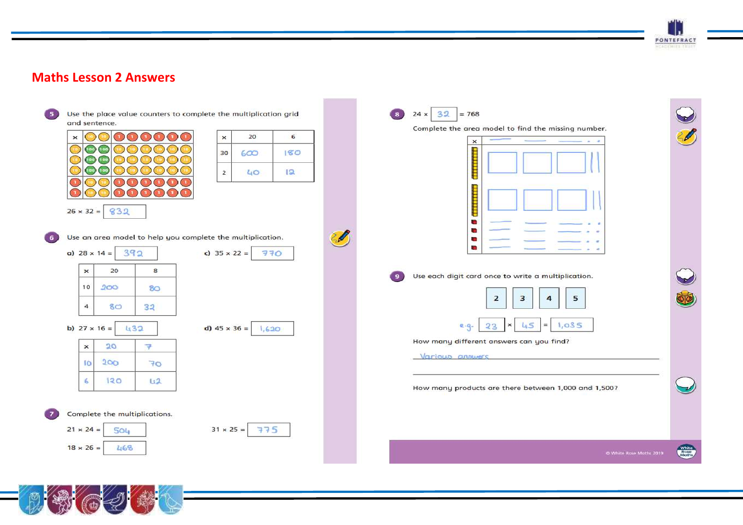# Maths Lesson 2 Answers

**5** Use the place value counters to complete the multiplication grid and sentence.

| × | 20 | 6 |
|---|---|---|
| 30 | 600 | 180 |
| 2 | 40 | 12 |

26 × 32 = 832

**6** Use an area model to help you complete the multiplication.

a) 28 × 14 = 392

| × | 20 | 8 |
|---|---|---|
| 10 | 200 | 80 |
| 4 | 80 | 32 |

b) 27 × 16 = 432

| × | 20 | 7 |
|---|---|---|
| 10 | 200 | 70 |
| 6 | 120 | 42 |

c) 35 × 22 = 770

d) 45 × 36 = 1,620

**7** Complete the multiplications.

21 × 24 = 504

18 × 26 = 468

31 × 25 = 775

**8** 24 × 32 = 768

Complete the area model to find the missing number.

**9** Use each digit card once to write a multiplication.

2 3 4 5

e.g. 23 × 45 = 1,035

How many different answers can you find?

Various answers

How many products are there between 1,000 and 1,500?

© White Rose Maths 2019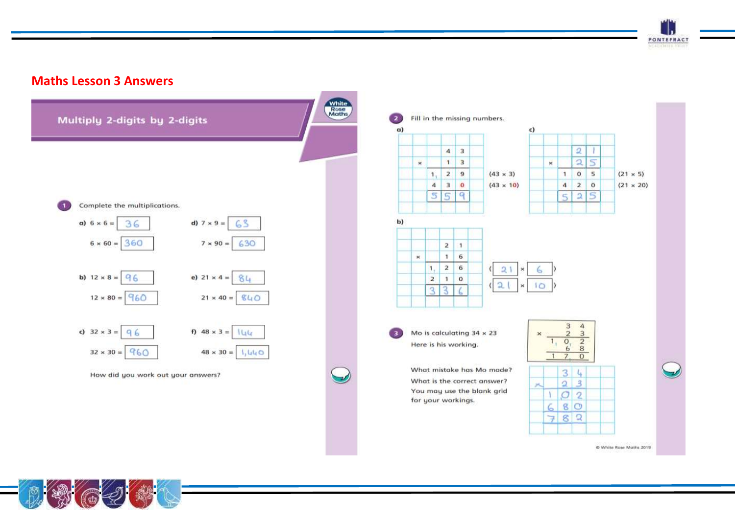# Maths Lesson 3 Answers

## Multiply 2-digits by 2-digits

White Rose Maths

**1** Complete the multiplications.

a) $6 \times 6 =$ 36

$6 \times 60 =$ 360

b) $12 \times 8 =$ 96

$12 \times 80 =$ 960

c) $32 \times 3 =$ 96

$32 \times 30 =$ 960

d) $7 \times 9 =$ 63

$7 \times 90 =$ 630

e) $21 \times 4 =$ 84

$21 \times 40 =$ 840

f) $48 \times 3 =$ 144

$48 \times 30 =$ 1,440

How did you work out your answers?

**2** Fill in the missing numbers.

a)

| | | | |
|---|---|---|---|
| | 4 | 3 | |
| × | 1 | 3 | |
| 1 | 2 | 9 | ($43 \times 3$) |
| 4 | 3 | 0 | ($43 \times 10$) |
| 5 | 5 | 9 | |

b)

| | | | |
|---|---|---|---|
| | 2 | 1 | |
| × | 1 | 6 | |
| 1 | 2 | 6 | (21 × 6) |
| 2 | 1 | 0 | (21 × 10) |
| 3 | 3 | 6 | |

c)

| | | | |
|---|---|---|---|
| | 2 | 1 | |
| × | 2 | 5 | |
| 1 | 0 | 5 | ($21 \times 5$) |
| 4 | 2 | 0 | ($21 \times 20$) |
| 5 | 2 | 5 | |

**3** Mo is calculating $34 \times 23$

Here is his working.

| | | |
|---|---|---|
| | 3 | 4 |
| × | 2 | 3 |
| 1 | 0 | 2 |
| | 6 | 8 |
| 1 | 7 | 0 |

What mistake has Mo made?

What is the correct answer?

You may use the blank grid for your workings.

| | | |
|---|---|---|
| | 3 | 4 |
| × | 2 | 3 |
| 1 | 0 | 2 |
| 6 | 8 | 0 |
| 7 | 8 | 2 |

© White Rose Maths 2019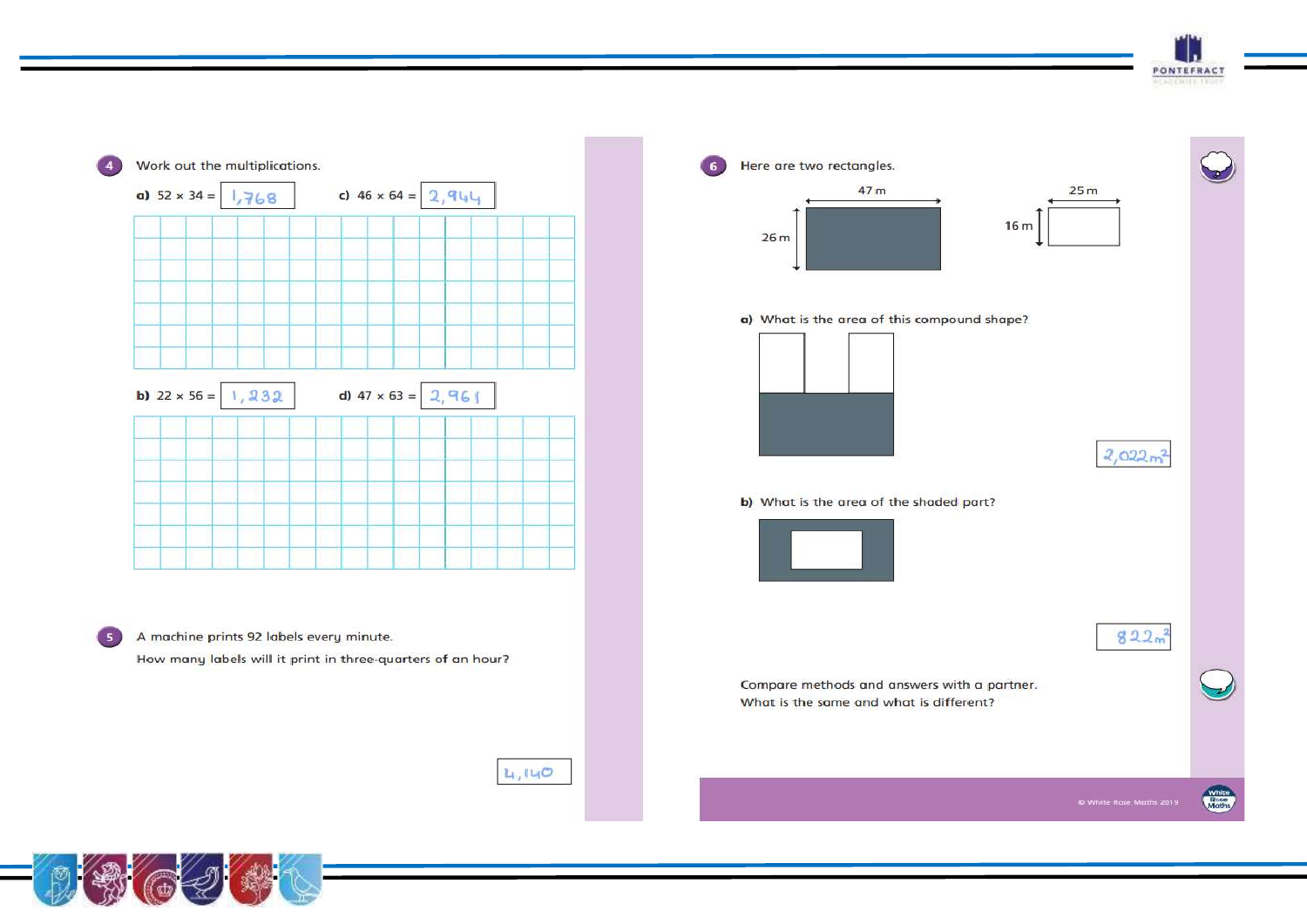**4** Work out the multiplications.

a) 52 × 34 = 1,768

c) 46 × 64 = 2,944

b) 22 × 56 = 1,232

d) 47 × 63 = 2,961

**5** A machine prints 92 labels every minute.

How many labels will it print in three-quarters of an hour?

4,140

**6** Here are two rectangles.

47 m

26 m

25 m

16 m

a) What is the area of this compound shape?

$2,022\text{m}^2$

b) What is the area of the shaded part?

$822\text{m}^2$

Compare methods and answers with a partner.
What is the same and what is different?

© White Rose Maths 2019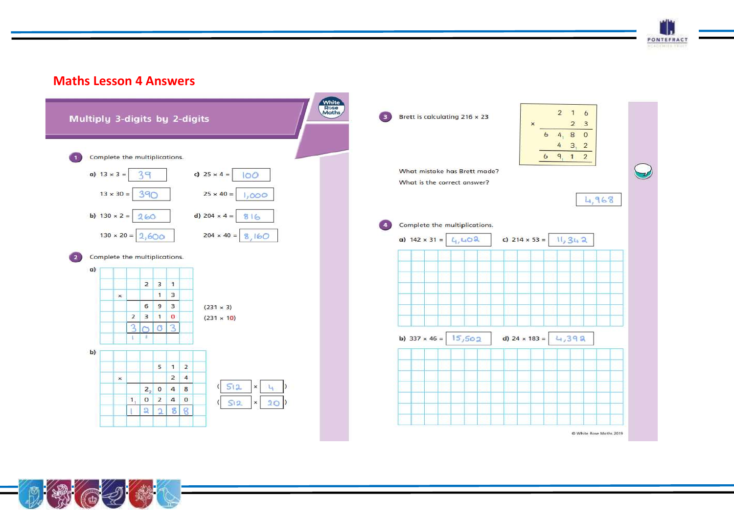# Maths Lesson 4 Answers

## Multiply 3-digits by 2-digits

**1** Complete the multiplications.

a) 13 × 3 = 39

13 × 30 = 390

b) 130 × 2 = 260

130 × 20 = 2,600

c) 25 × 4 = 100

25 × 40 = 1,000

d) 204 × 4 = 816

204 × 40 = 8,160

**2** Complete the multiplications.

a)

| | | | | |
|---|---|---|---|---|
| | | 2 | 3 | 1 |
| × | | | 1 | 3 |
| | | 6 | 9 | 3 |
| | 2 | 3 | 1 | 0 |
| | 3 | 0 | 0 | 3 |

(231 × 3)

(231 × 10)

b)

| | | | | | |
|---|---|---|---|---|---|
| | | | 5 | 1 | 2 |
| | × | | | 2 | 4 |
| | | $2_2$ | 0 | 4 | 8 |
| | $1_1$ | 0 | 2 | 4 | 0 |
| | 1 | 2 | 2 | 8 | 8 |

(512 × 4)

(512 × 20)

**3** Brett is calculating 216 × 23

| | | | |
|---|---|---|---|
| | 2 | 1 | 6 |
| × | | 2 | 3 |
| 6 | $4_1$ | 8 | 0 |
| | 4 | $3_1$ | 2 |
| 6 | $9_1$ | 1 | 2 |

What mistake has Brett made?

What is the correct answer?

4,968

**4** Complete the multiplications.

a) 142 × 31 = 4,402

b) 337 × 46 = 15,502

c) 214 × 53 = 11,342

d) 24 × 183 = 4,392

© White Rose Maths 2019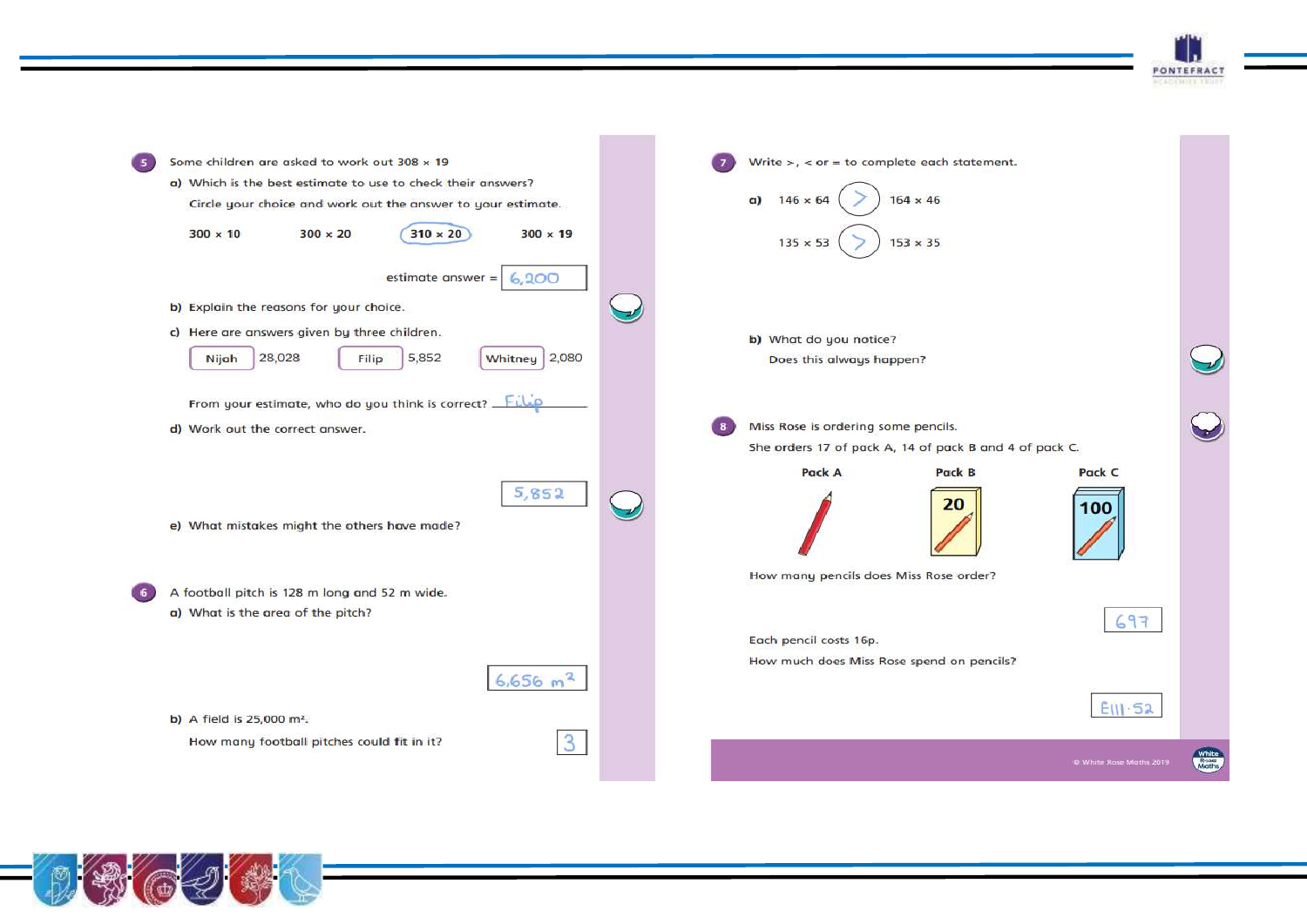**5** Some children are asked to work out 308 × 19

a) Which is the best estimate to use to check their answers?

Circle your choice and work out the answer to your estimate.

300 × 10 &nbsp;&nbsp;&nbsp; 300 × 20 &nbsp;&nbsp;&nbsp; (310 × 20) &nbsp;&nbsp;&nbsp; 300 × 19

estimate answer = 6,200

b) Explain the reasons for your choice.

c) Here are answers given by three children.

| Nijah | 28,028 |
|---|---|
| Filip | 5,852 |
| Whitney | 2,080 |

From your estimate, who do you think is correct? Filip

d) Work out the correct answer.

5,852

e) What mistakes might the others have made?

**6** A football pitch is 128 m long and 52 m wide.

a) What is the area of the pitch?

6,656 m²

b) A field is 25,000 m².

How many football pitches could fit in it?

3

**7** Write >, < or = to complete each statement.

a) 146 × 64 (>) 164 × 46

135 × 53 (>) 153 × 35

b) What do you notice?

Does this always happen?

**8** Miss Rose is ordering some pencils.

She orders 17 of pack A, 14 of pack B and 4 of pack C.

| Pack A | Pack B | Pack C |
|---|---|---|
| | 20 | 100 |

How many pencils does Miss Rose order?

697

Each pencil costs 16p.

How much does Miss Rose spend on pencils?

£111.52

© White Rose Maths 2019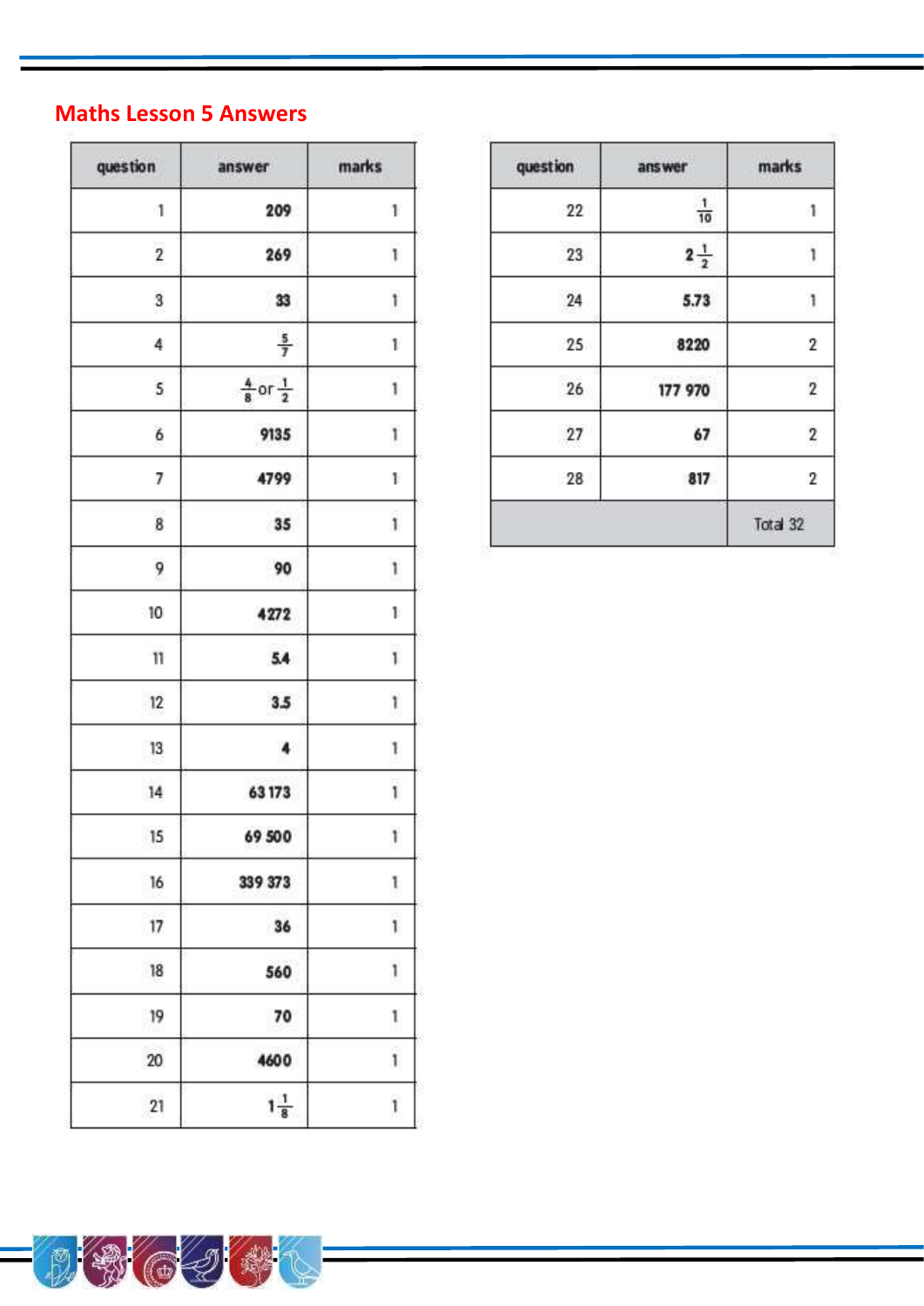## Maths Lesson 5 Answers

| question | answer | marks |
|---|---|---|
| 1 | 209 | 1 |
| 2 | 269 | 1 |
| 3 | 33 | 1 |
| 4 | $\frac{5}{7}$ | 1 |
| 5 | $\frac{4}{8}$ or $\frac{1}{2}$ | 1 |
| 6 | 9135 | 1 |
| 7 | 4799 | 1 |
| 8 | 35 | 1 |
| 9 | 90 | 1 |
| 10 | 4272 | 1 |
| 11 | 5.4 | 1 |
| 12 | 3.5 | 1 |
| 13 | 4 | 1 |
| 14 | 63 173 | 1 |
| 15 | 69 500 | 1 |
| 16 | 339 373 | 1 |
| 17 | 36 | 1 |
| 18 | 560 | 1 |
| 19 | 70 | 1 |
| 20 | 4600 | 1 |
| 21 | $1\frac{1}{8}$ | 1 |
| 22 | $\frac{1}{10}$ | 1 |
| 23 | $2\frac{1}{2}$ | 1 |
| 24 | 5.73 | 1 |
| 25 | 8220 | 2 |
| 26 | 177 970 | 2 |
| 27 | 67 | 2 |
| 28 | 817 | 2 |
| | | Total 32 |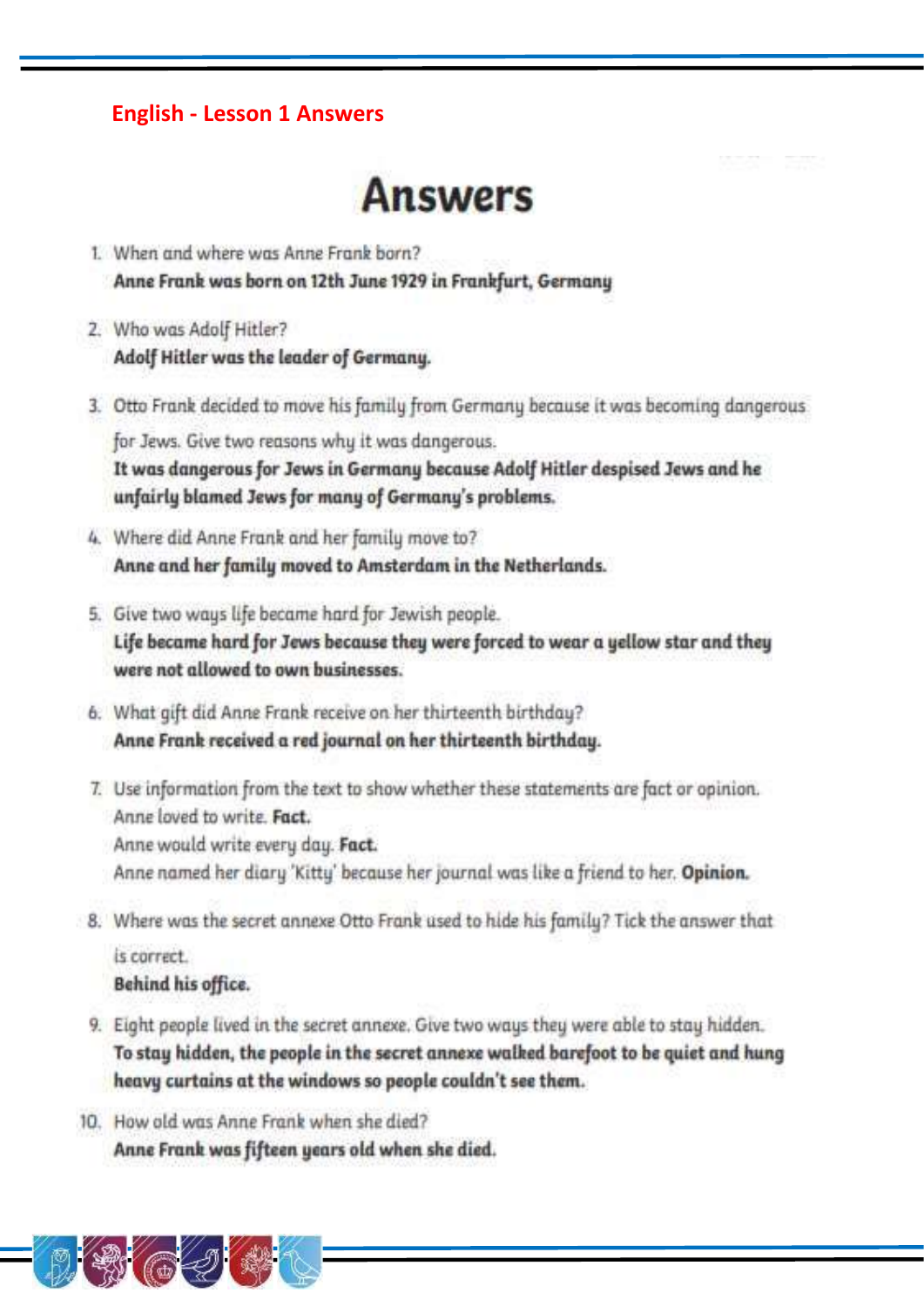English - Lesson 1 Answers

# Answers

1. When and where was Anne Frank born?
   **Anne Frank was born on 12th June 1929 in Frankfurt, Germany**

2. Who was Adolf Hitler?
   **Adolf Hitler was the leader of Germany.**

3. Otto Frank decided to move his family from Germany because it was becoming dangerous for Jews. Give two reasons why it was dangerous.
   **It was dangerous for Jews in Germany because Adolf Hitler despised Jews and he unfairly blamed Jews for many of Germany's problems.**

4. Where did Anne Frank and her family move to?
   **Anne and her family moved to Amsterdam in the Netherlands.**

5. Give two ways life became hard for Jewish people.
   **Life became hard for Jews because they were forced to wear a yellow star and they were not allowed to own businesses.**

6. What gift did Anne Frank receive on her thirteenth birthday?
   **Anne Frank received a red journal on her thirteenth birthday.**

7. Use information from the text to show whether these statements are fact or opinion.
   Anne loved to write. **Fact.**
   Anne would write every day. **Fact.**
   Anne named her diary 'Kitty' because her journal was like a friend to her. **Opinion.**

8. Where was the secret annexe Otto Frank used to hide his family? Tick the answer that is correct.
   **Behind his office.**

9. Eight people lived in the secret annexe. Give two ways they were able to stay hidden.
   **To stay hidden, the people in the secret annexe walked barefoot to be quiet and hung heavy curtains at the windows so people couldn't see them.**

10. How old was Anne Frank when she died?
    **Anne Frank was fifteen years old when she died.**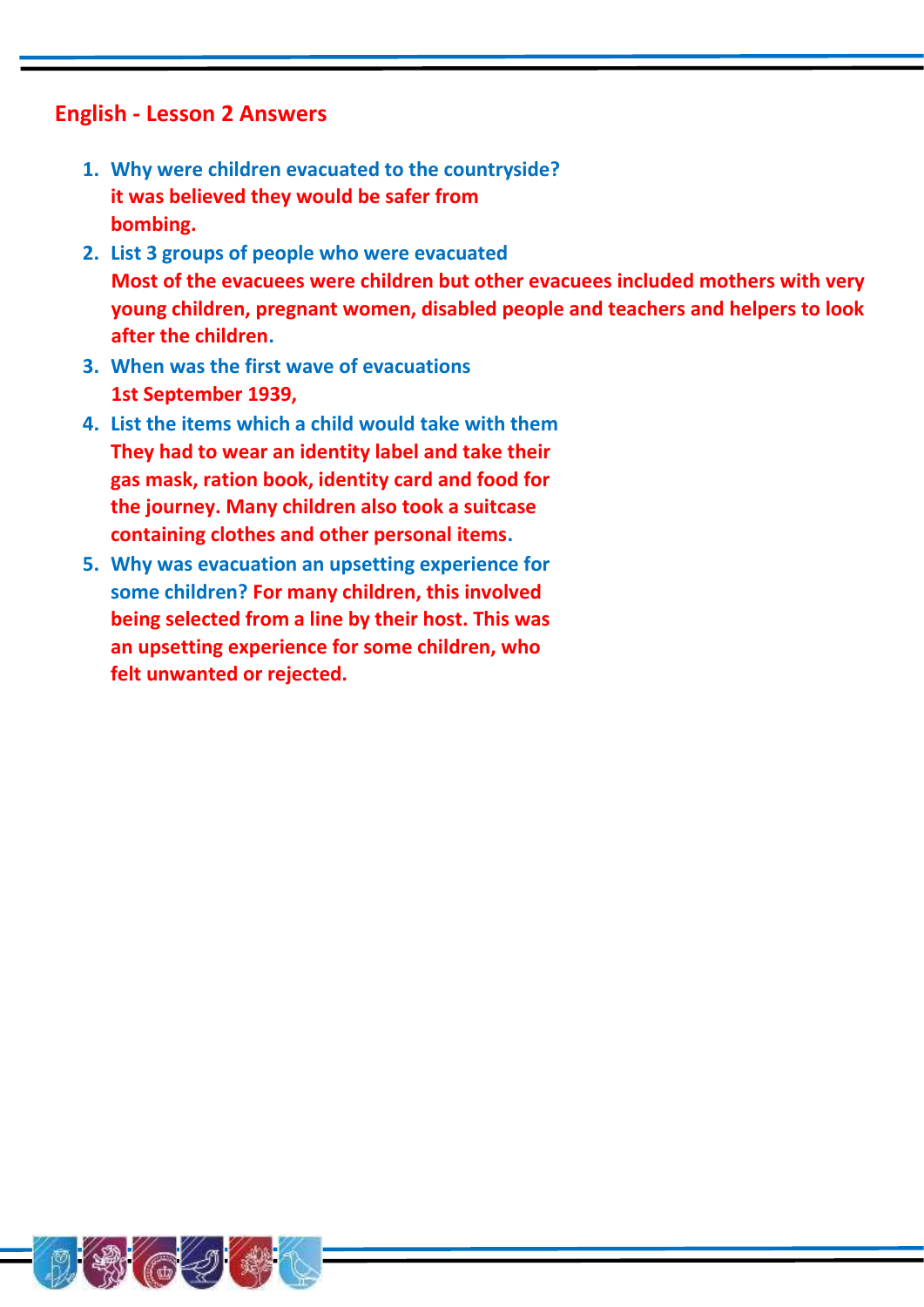## English - Lesson 2 Answers

1. **Why were children evacuated to the countryside?**
   **it was believed they would be safer from bombing.**
2. **List 3 groups of people who were evacuated**
   **Most of the evacuees were children but other evacuees included mothers with very young children, pregnant women, disabled people and teachers and helpers to look after the children.**
3. **When was the first wave of evacuations**
   **1st September 1939,**
4. **List the items which a child would take with them**
   **They had to wear an identity label and take their gas mask, ration book, identity card and food for the journey. Many children also took a suitcase containing clothes and other personal items.**
5. **Why was evacuation an upsetting experience for some children?** **For many children, this involved being selected from a line by their host. This was an upsetting experience for some children, who felt unwanted or rejected.**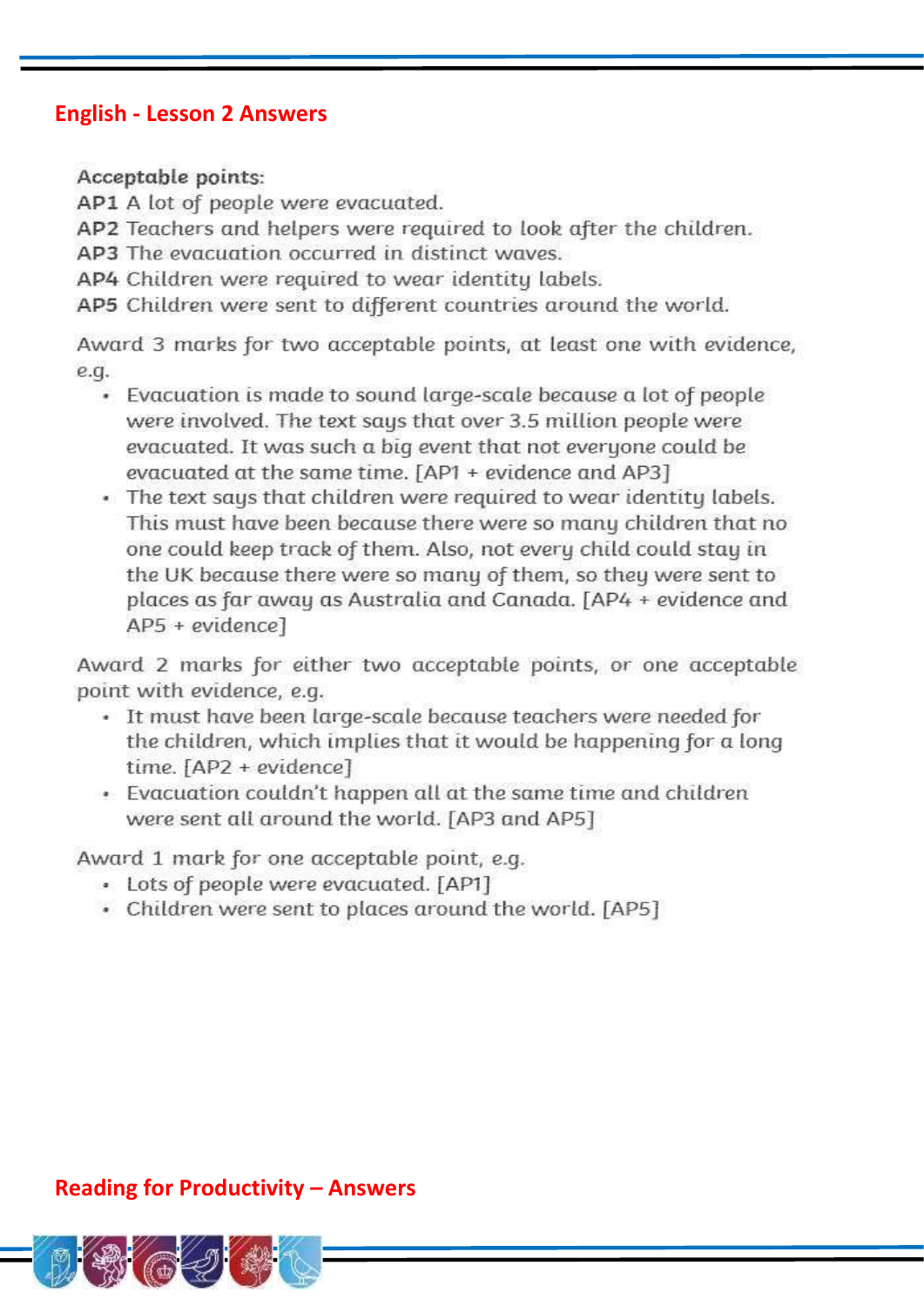## English - Lesson 2 Answers

**Acceptable points:**

**AP1** A lot of people were evacuated.
**AP2** Teachers and helpers were required to look after the children.
**AP3** The evacuation occurred in distinct waves.
**AP4** Children were required to wear identity labels.
**AP5** Children were sent to different countries around the world.

Award 3 marks for two acceptable points, at least one with evidence, e.g.

- Evacuation is made to sound large-scale because a lot of people were involved. The text says that over 3.5 million people were evacuated. It was such a big event that not everyone could be evacuated at the same time. [AP1 + evidence and AP3]
- The text says that children were required to wear identity labels. This must have been because there were so many children that no one could keep track of them. Also, not every child could stay in the UK because there were so many of them, so they were sent to places as far away as Australia and Canada. [AP4 + evidence and AP5 + evidence]

Award 2 marks for either two acceptable points, or one acceptable point with evidence, e.g.

- It must have been large-scale because teachers were needed for the children, which implies that it would be happening for a long time. [AP2 + evidence]
- Evacuation couldn't happen all at the same time and children were sent all around the world. [AP3 and AP5]

Award 1 mark for one acceptable point, e.g.

- Lots of people were evacuated. [AP1]
- Children were sent to places around the world. [AP5]

## Reading for Productivity – Answers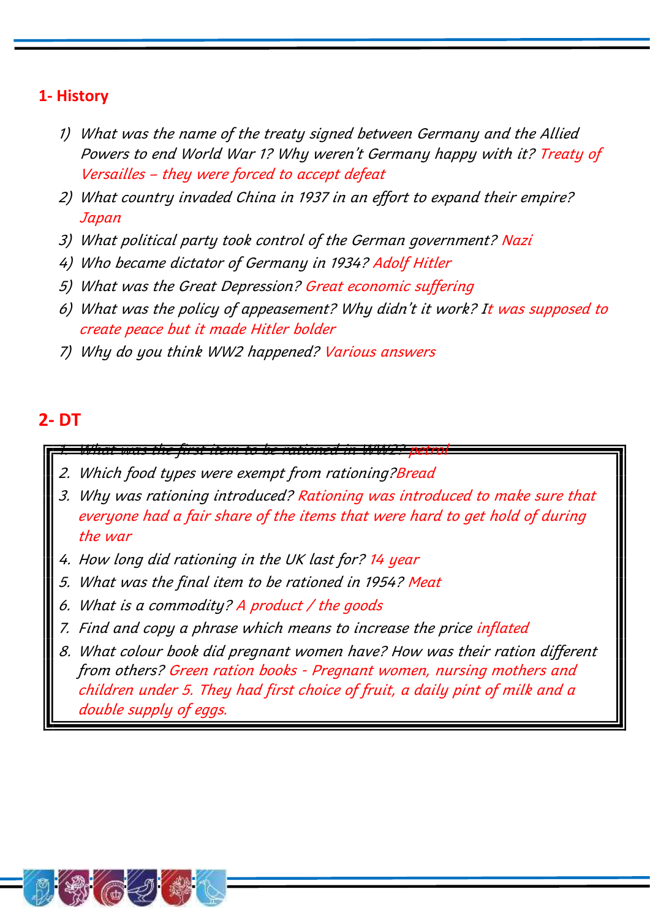## 1- History

1) *What was the name of the treaty signed between Germany and the Allied Powers to end World War 1? Why weren't Germany happy with it?* Treaty of Versailles – they were forced to accept defeat
2) *What country invaded China in 1937 in an effort to expand their empire?* Japan
3) *What political party took control of the German government?* Nazi
4) *Who became dictator of Germany in 1934?* Adolf Hitler
5) *What was the Great Depression?* Great economic suffering
6) *What was the policy of appeasement? Why didn't it work?* It was supposed to create peace but it made Hitler bolder
7) *Why do you think WW2 happened?* Various answers

## 2- DT

1. *What was the first item to be rationed in WW2?* petrol
2. *Which food types were exempt from rationing?* Bread
3. *Why was rationing introduced?* Rationing was introduced to make sure that everyone had a fair share of the items that were hard to get hold of during the war
4. *How long did rationing in the UK last for?* 14 year
5. *What was the final item to be rationed in 1954?* Meat
6. *What is a commodity?* A product / the goods
7. *Find and copy a phrase which means to increase the price* inflated
8. *What colour book did pregnant women have? How was their ration different from others?* Green ration books - Pregnant women, nursing mothers and children under 5. They had first choice of fruit, a daily pint of milk and a double supply of eggs.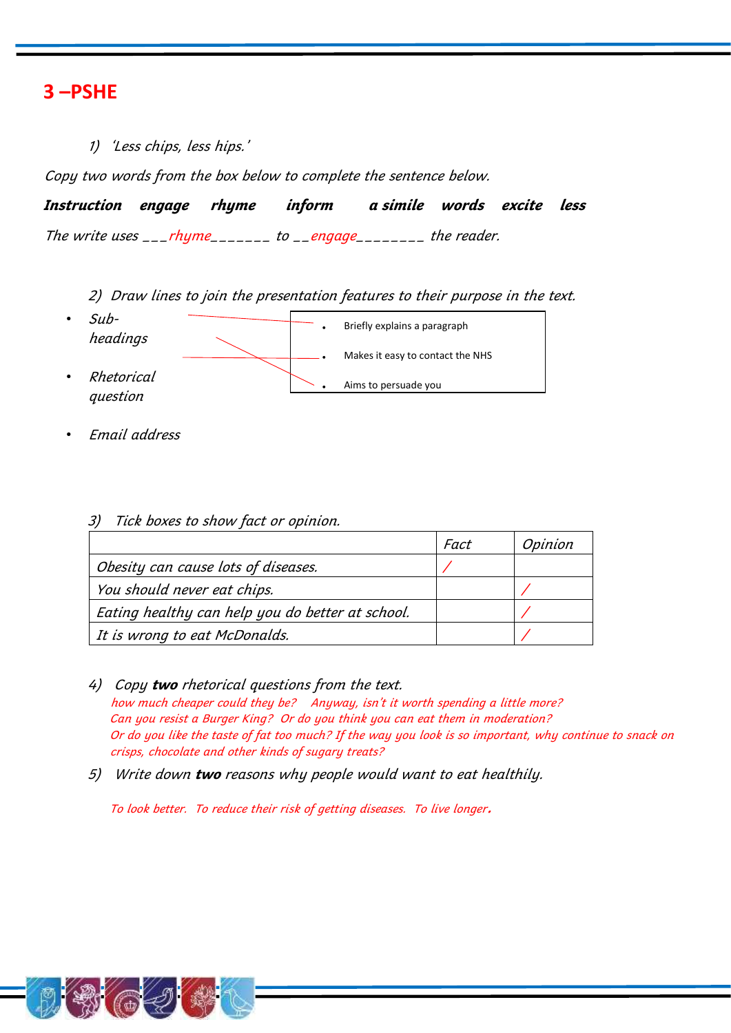## 3 –PSHE

1) *'Less chips, less hips.'*

*Copy two words from the box below to complete the sentence below.*

***Instruction engage rhyme inform a simile words excite less***

*The write uses ___rhyme______ to __engage_______ the reader.*

2) *Draw lines to join the presentation features to their purpose in the text.*

- *Sub-headings*
- *Rhetorical question*
- *Email address*

- Briefly explains a paragraph
- Makes it easy to contact the NHS
- Aims to persuade you

3) *Tick boxes to show fact or opinion.*

| | *Fact* | *Opinion* |
|---|---|---|
| *Obesity can cause lots of diseases.* | / | |
| *You should never eat chips.* | | / |
| *Eating healthy can help you do better at school.* | | / |
| *It is wrong to eat McDonalds.* | | / |

4) *Copy **two** rhetorical questions from the text.*

*how much cheaper could they be? Anyway, isn't it worth spending a little more? Can you resist a Burger King? Or do you think you can eat them in moderation? Or do you like the taste of fat too much? If the way you look is so important, why continue to snack on crisps, chocolate and other kinds of sugary treats?*

5) *Write down **two** reasons why people would want to eat healthily.*

*To look better. To reduce their risk of getting diseases. To live longer.*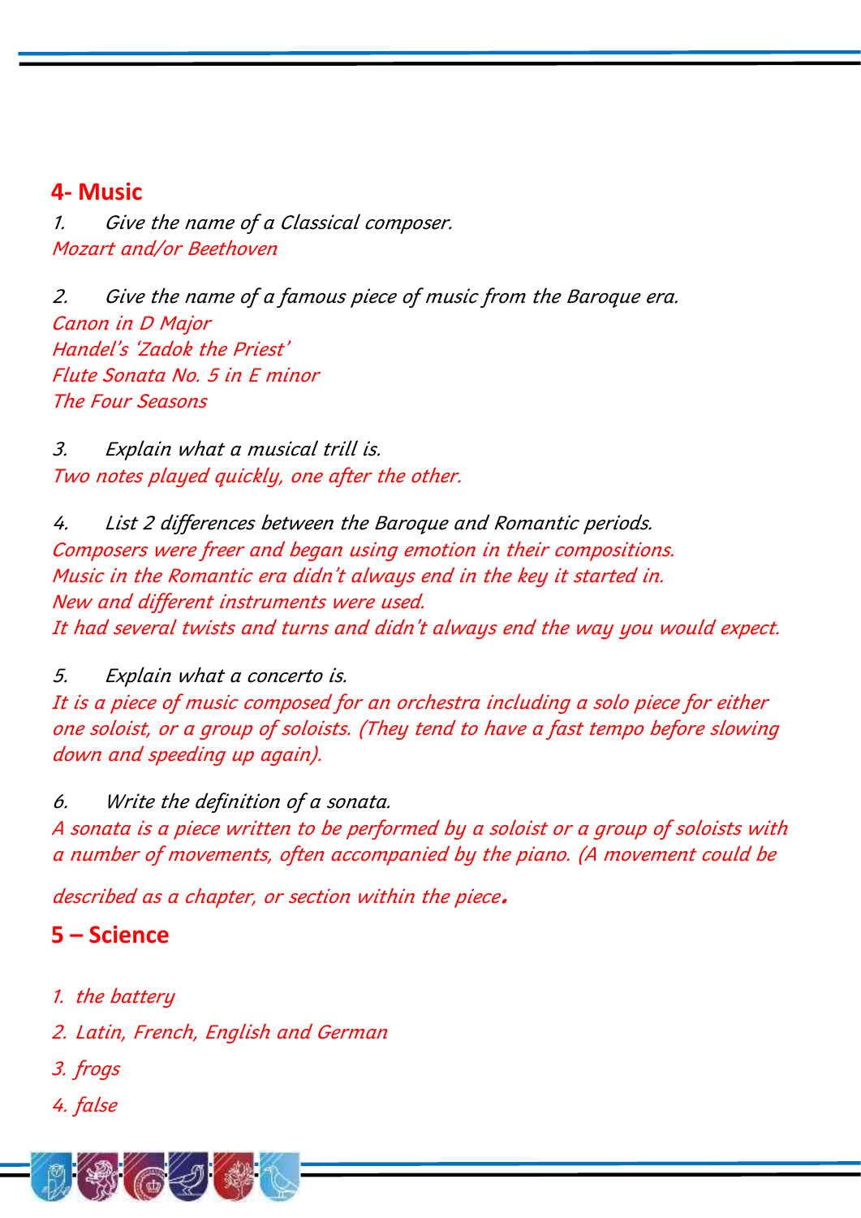## 4- Music

1. *Give the name of a Classical composer.*
*Mozart and/or Beethoven*

2. *Give the name of a famous piece of music from the Baroque era.*
*Canon in D Major*
*Handel's 'Zadok the Priest'*
*Flute Sonata No. 5 in E minor*
*The Four Seasons*

3. *Explain what a musical trill is.*
*Two notes played quickly, one after the other.*

4. *List 2 differences between the Baroque and Romantic periods.*
*Composers were freer and began using emotion in their compositions.*
*Music in the Romantic era didn't always end in the key it started in.*
*New and different instruments were used.*
*It had several twists and turns and didn't always end the way you would expect.*

5. *Explain what a concerto is.*
*It is a piece of music composed for an orchestra including a solo piece for either one soloist, or a group of soloists. (They tend to have a fast tempo before slowing down and speeding up again).*

6. *Write the definition of a sonata.*
*A sonata is a piece written to be performed by a soloist or a group of soloists with a number of movements, often accompanied by the piano. (A movement could be described as a chapter, or section within the piece.*

## 5 – Science

1. *the battery*
2. *Latin, French, English and German*
3. *frogs*
4. *false*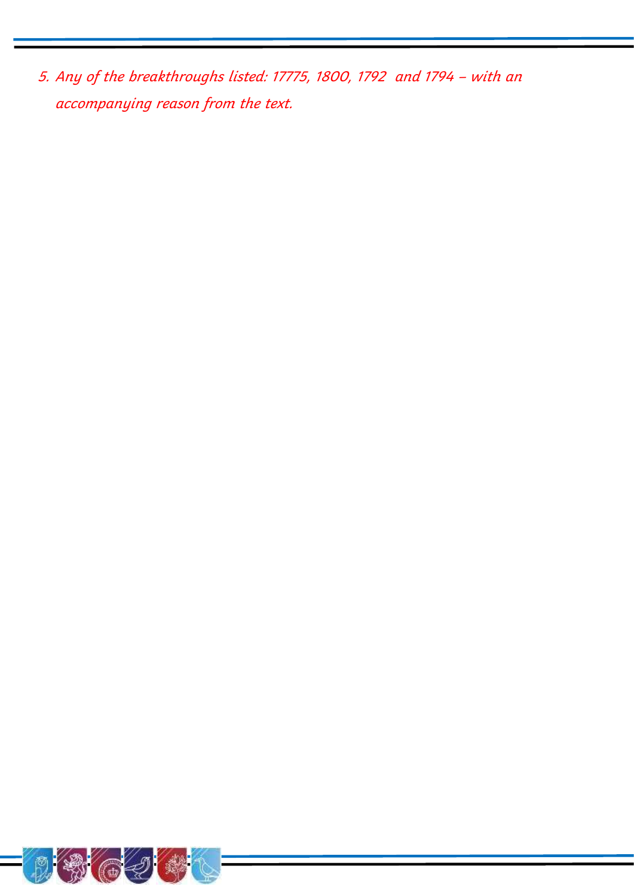5. *Any of the breakthroughs listed: 17775, 1800, 1792 and 1794 – with an accompanying reason from the text.*